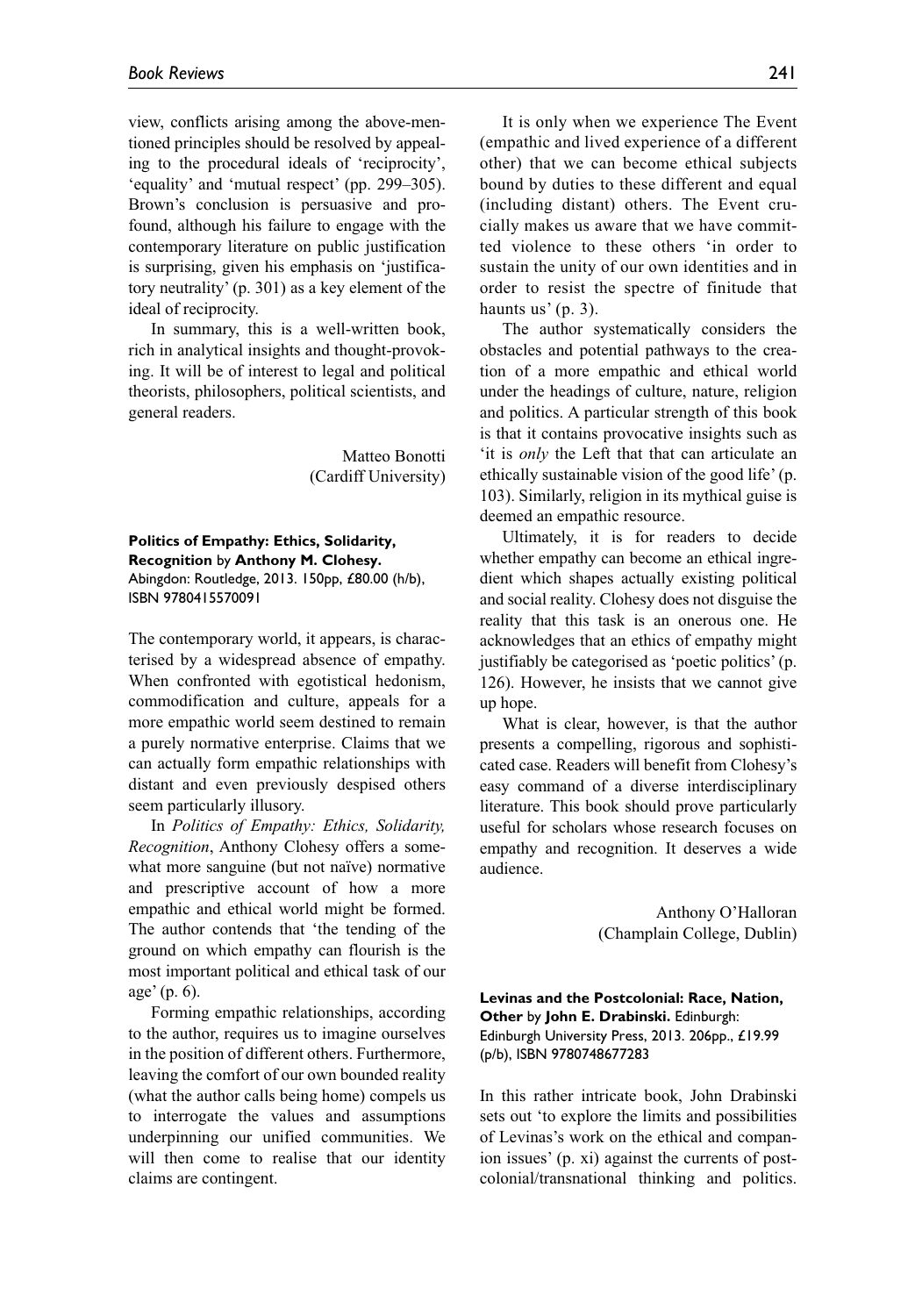view, conflicts arising among the above-mentioned principles should be resolved by appealing to the procedural ideals of 'reciprocity', 'equality' and 'mutual respect' (pp. 299–305). Brown's conclusion is persuasive and profound, although his failure to engage with the contemporary literature on public justification is surprising, given his emphasis on 'justificatory neutrality' (p. 301) as a key element of the ideal of reciprocity.

In summary, this is a well-written book, rich in analytical insights and thought-provoking. It will be of interest to legal and political theorists, philosophers, political scientists, and general readers.

Matteo Bonotti
(Cardiff University)

**Politics of Empathy: Ethics, Solidarity, Recognition** by **Anthony M. Clohesy.** Abingdon: Routledge, 2013. 150pp, £80.00 (h/b), ISBN 9780415570091

The contemporary world, it appears, is characterised by a widespread absence of empathy. When confronted with egotistical hedonism, commodification and culture, appeals for a more empathic world seem destined to remain a purely normative enterprise. Claims that we can actually form empathic relationships with distant and even previously despised others seem particularly illusory.

In *Politics of Empathy: Ethics, Solidarity, Recognition*, Anthony Clohesy offers a somewhat more sanguine (but not naïve) normative and prescriptive account of how a more empathic and ethical world might be formed. The author contends that 'the tending of the ground on which empathy can flourish is the most important political and ethical task of our age' (p. 6).

Forming empathic relationships, according to the author, requires us to imagine ourselves in the position of different others. Furthermore, leaving the comfort of our own bounded reality (what the author calls being home) compels us to interrogate the values and assumptions underpinning our unified communities. We will then come to realise that our identity claims are contingent.

It is only when we experience The Event (empathic and lived experience of a different other) that we can become ethical subjects bound by duties to these different and equal (including distant) others. The Event crucially makes us aware that we have committed violence to these others 'in order to sustain the unity of our own identities and in order to resist the spectre of finitude that haunts us' (p. 3).

The author systematically considers the obstacles and potential pathways to the creation of a more empathic and ethical world under the headings of culture, nature, religion and politics. A particular strength of this book is that it contains provocative insights such as 'it is *only* the Left that that can articulate an ethically sustainable vision of the good life' (p. 103). Similarly, religion in its mythical guise is deemed an empathic resource.

Ultimately, it is for readers to decide whether empathy can become an ethical ingredient which shapes actually existing political and social reality. Clohesy does not disguise the reality that this task is an onerous one. He acknowledges that an ethics of empathy might justifiably be categorised as 'poetic politics' (p. 126). However, he insists that we cannot give up hope.

What is clear, however, is that the author presents a compelling, rigorous and sophisticated case. Readers will benefit from Clohesy's easy command of a diverse interdisciplinary literature. This book should prove particularly useful for scholars whose research focuses on empathy and recognition. It deserves a wide audience.

Anthony O'Halloran
(Champlain College, Dublin)

**Levinas and the Postcolonial: Race, Nation, Other** by **John E. Drabinski.** Edinburgh: Edinburgh University Press, 2013. 206pp., £19.99 (p/b), ISBN 9780748677283

In this rather intricate book, John Drabinski sets out 'to explore the limits and possibilities of Levinas's work on the ethical and companion issues' (p. xi) against the currents of postcolonial/transnational thinking and politics.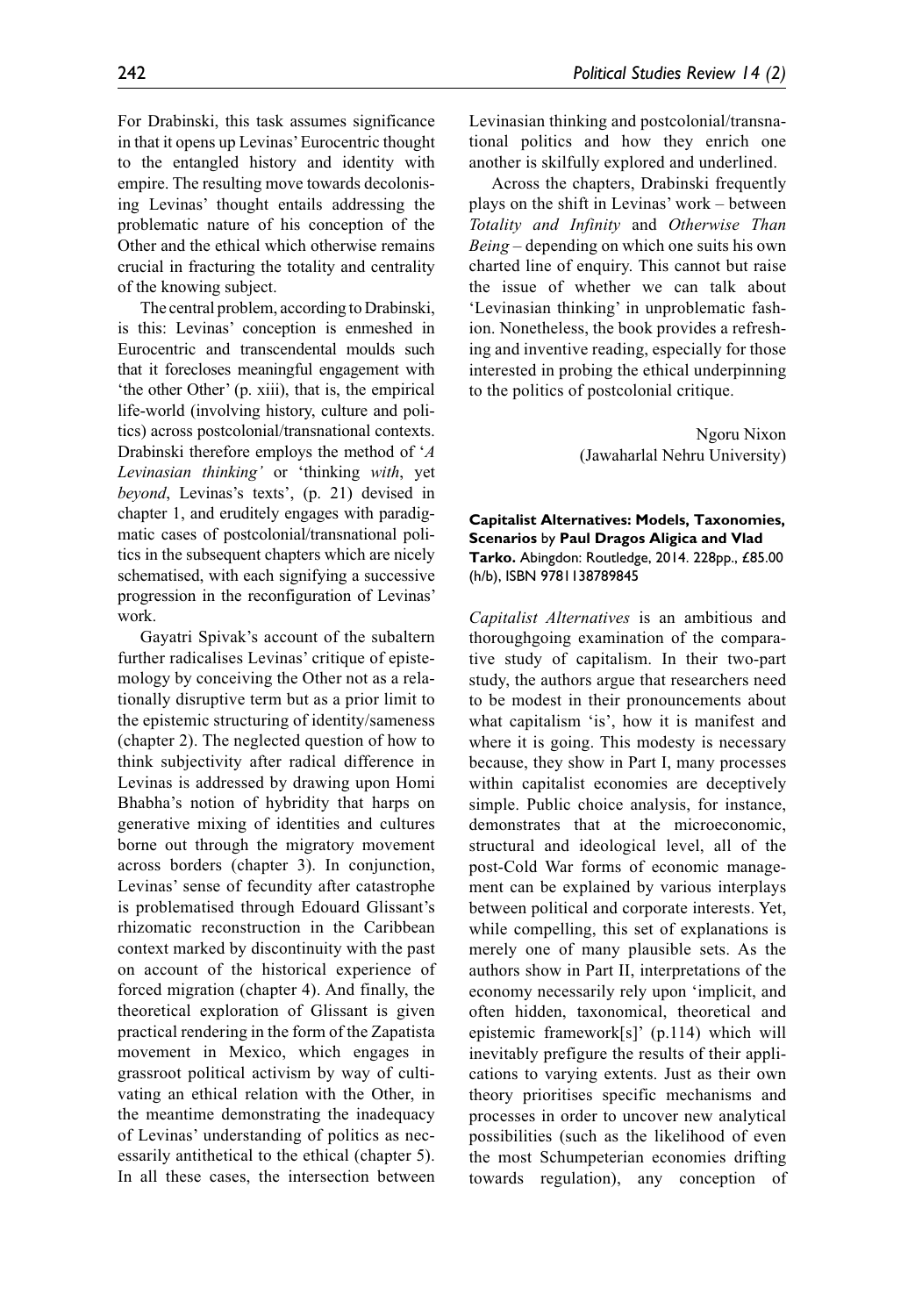For Drabinski, this task assumes significance in that it opens up Levinas' Eurocentric thought to the entangled history and identity with empire. The resulting move towards decolonising Levinas' thought entails addressing the problematic nature of his conception of the Other and the ethical which otherwise remains crucial in fracturing the totality and centrality of the knowing subject.

The central problem, according to Drabinski, is this: Levinas' conception is enmeshed in Eurocentric and transcendental moulds such that it forecloses meaningful engagement with 'the other Other' (p. xiii), that is, the empirical life-world (involving history, culture and politics) across postcolonial/transnational contexts. Drabinski therefore employs the method of '*A Levinasian thinking'* or 'thinking *with*, yet *beyond*, Levinas's texts', (p. 21) devised in chapter 1, and eruditely engages with paradigmatic cases of postcolonial/transnational politics in the subsequent chapters which are nicely schematised, with each signifying a successive progression in the reconfiguration of Levinas' work.

Gayatri Spivak's account of the subaltern further radicalises Levinas' critique of epistemology by conceiving the Other not as a relationally disruptive term but as a prior limit to the epistemic structuring of identity/sameness (chapter 2). The neglected question of how to think subjectivity after radical difference in Levinas is addressed by drawing upon Homi Bhabha's notion of hybridity that harps on generative mixing of identities and cultures borne out through the migratory movement across borders (chapter 3). In conjunction, Levinas' sense of fecundity after catastrophe is problematised through Edouard Glissant's rhizomatic reconstruction in the Caribbean context marked by discontinuity with the past on account of the historical experience of forced migration (chapter 4). And finally, the theoretical exploration of Glissant is given practical rendering in the form of the Zapatista movement in Mexico, which engages in grassroot political activism by way of cultivating an ethical relation with the Other, in the meantime demonstrating the inadequacy of Levinas' understanding of politics as necessarily antithetical to the ethical (chapter 5). In all these cases, the intersection between Levinasian thinking and postcolonial/transnational politics and how they enrich one another is skilfully explored and underlined.

Across the chapters, Drabinski frequently plays on the shift in Levinas' work – between *Totality and Infinity* and *Otherwise Than Being* – depending on which one suits his own charted line of enquiry. This cannot but raise the issue of whether we can talk about 'Levinasian thinking' in unproblematic fashion. Nonetheless, the book provides a refreshing and inventive reading, especially for those interested in probing the ethical underpinning to the politics of postcolonial critique.

Ngoru Nixon
(Jawaharlal Nehru University)

**Capitalist Alternatives: Models, Taxonomies, Scenarios** by **Paul Dragos Aligica and Vlad Tarko.** Abingdon: Routledge, 2014. 228pp., £85.00 (h/b), ISBN 9781138789845

*Capitalist Alternatives* is an ambitious and thoroughgoing examination of the comparative study of capitalism. In their two-part study, the authors argue that researchers need to be modest in their pronouncements about what capitalism 'is', how it is manifest and where it is going. This modesty is necessary because, they show in Part I, many processes within capitalist economies are deceptively simple. Public choice analysis, for instance, demonstrates that at the microeconomic, structural and ideological level, all of the post-Cold War forms of economic management can be explained by various interplays between political and corporate interests. Yet, while compelling, this set of explanations is merely one of many plausible sets. As the authors show in Part II, interpretations of the economy necessarily rely upon 'implicit, and often hidden, taxonomical, theoretical and epistemic framework[s]' (p.114) which will inevitably prefigure the results of their applications to varying extents. Just as their own theory prioritises specific mechanisms and processes in order to uncover new analytical possibilities (such as the likelihood of even the most Schumpeterian economies drifting towards regulation), any conception of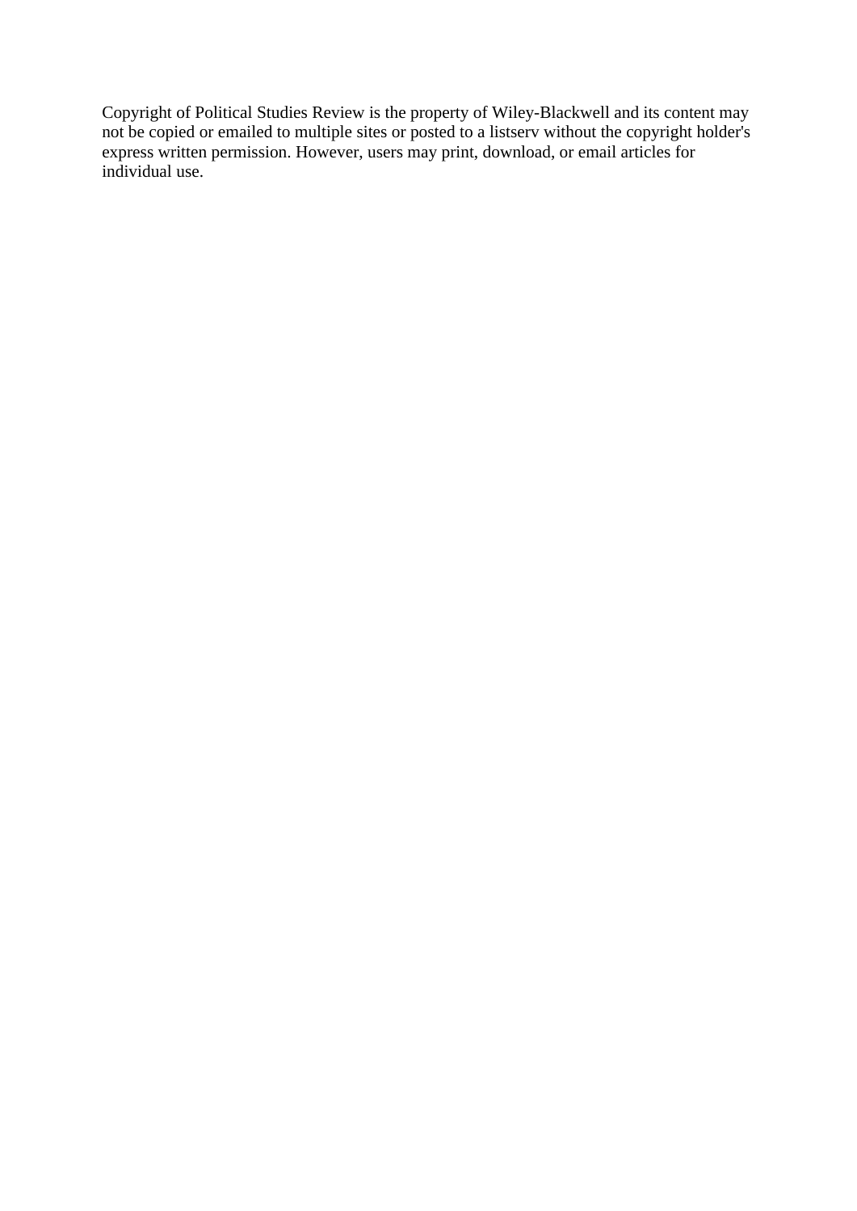Copyright of Political Studies Review is the property of Wiley-Blackwell and its content may not be copied or emailed to multiple sites or posted to a listserv without the copyright holder's express written permission. However, users may print, download, or email articles for individual use.